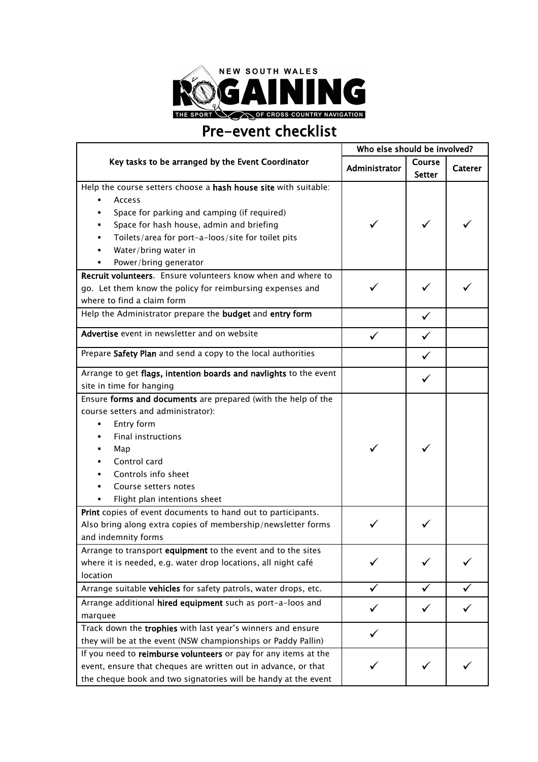NEW SOUTH WALES

ROGAINING

THE SPORT OF CROSS COUNTRY NAVIGATION

# Pre-event checklist

| Key tasks to be arranged by the Event Coordinator | Who else should be involved? | | |
|---|---|---|---|
| | Administrator | Course Setter | Caterer |
| Help the course setters choose a **hash house site** with suitable:<br>▪ Access<br>▪ Space for parking and camping (if required)<br>▪ Space for hash house, admin and briefing<br>▪ Toilets/area for port-a-loos/site for toilet pits<br>▪ Water/bring water in<br>▪ Power/bring generator | ✓ | ✓ | ✓ |
| **Recruit volunteers**. Ensure volunteers know when and where to go. Let them know the policy for reimbursing expenses and where to find a claim form | ✓ | ✓ | ✓ |
| Help the Administrator prepare the **budget** and **entry form** | | ✓ | |
| **Advertise** event in newsletter and on website | ✓ | ✓ | |
| Prepare **Safety Plan** and send a copy to the local authorities | | ✓ | |
| Arrange to get **flags, intention boards and navlights** to the event site in time for hanging | | ✓ | |
| Ensure **forms and documents** are prepared (with the help of the course setters and administrator):<br>▪ Entry form<br>▪ Final instructions<br>▪ Map<br>▪ Control card<br>▪ Controls info sheet<br>▪ Course setters notes<br>▪ Flight plan intentions sheet | ✓ | ✓ | |
| **Print** copies of event documents to hand out to participants. Also bring along extra copies of membership/newsletter forms and indemnity forms | ✓ | ✓ | |
| Arrange to transport **equipment** to the event and to the sites where it is needed, e.g. water drop locations, all night café location | ✓ | ✓ | ✓ |
| Arrange suitable **vehicles** for safety patrols, water drops, etc. | ✓ | ✓ | ✓ |
| Arrange additional **hired equipment** such as port-a-loos and marquee | ✓ | ✓ | ✓ |
| Track down the **trophies** with last year's winners and ensure they will be at the event (NSW championships or Paddy Pallin) | ✓ | | |
| If you need to **reimburse volunteers** or pay for any items at the event, ensure that cheques are written out in advance, or that the cheque book and two signatories will be handy at the event | ✓ | ✓ | ✓ |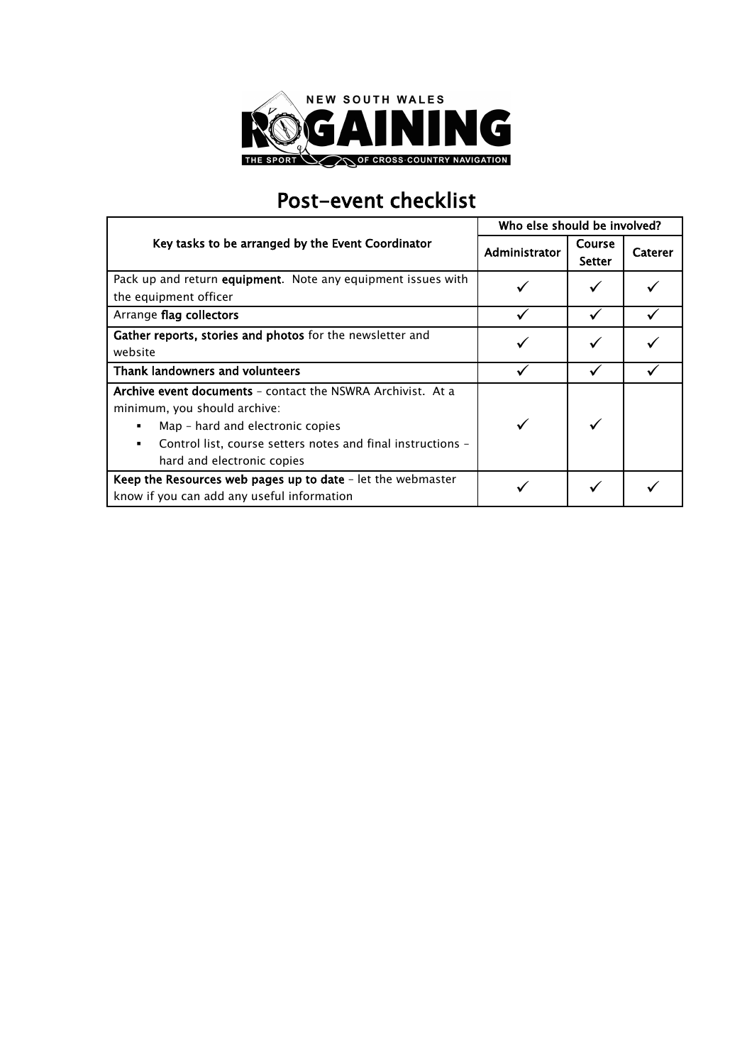# Post-event checklist

| Key tasks to be arranged by the Event Coordinator | Who else should be involved? | | |
|---|---|---|---|
| | Administrator | Course Setter | Caterer |
| Pack up and return **equipment**. Note any equipment issues with the equipment officer | ✓ | ✓ | ✓ |
| Arrange **flag collectors** | ✓ | ✓ | ✓ |
| **Gather reports, stories and photos** for the newsletter and website | ✓ | ✓ | ✓ |
| **Thank landowners and volunteers** | ✓ | ✓ | ✓ |
| **Archive event documents** – contact the NSWRA Archivist. At a minimum, you should archive:<br>▪ Map – hard and electronic copies<br>▪ Control list, course setters notes and final instructions – hard and electronic copies | ✓ | ✓ | |
| **Keep the Resources web pages up to date** – let the webmaster know if you can add any useful information | ✓ | ✓ | ✓ |